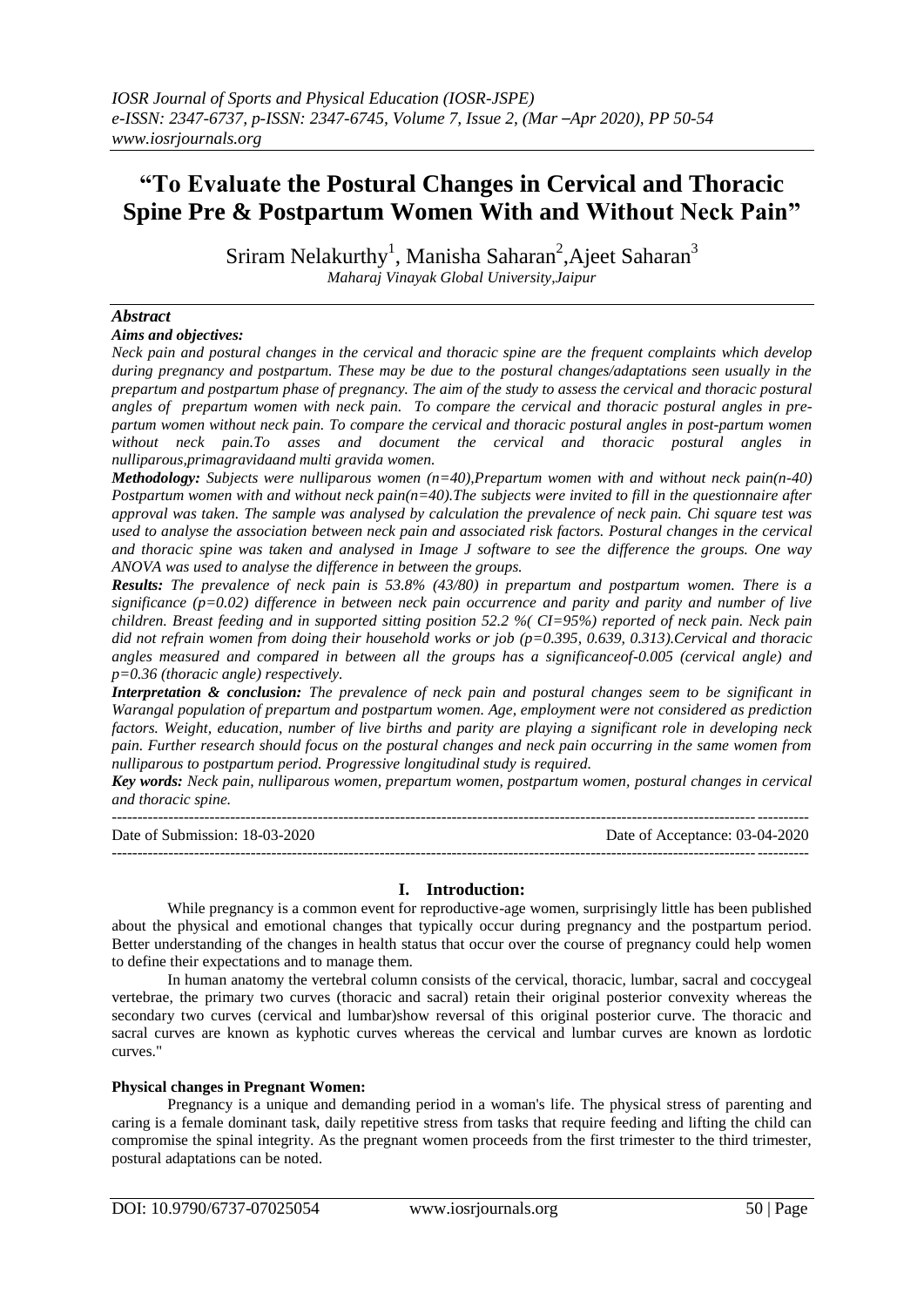# "To Evaluate the Postural Changes in Cervical and Thoracic Spine Pre & Postpartum Women With and Without Neck Pain"

Sriram Nelakurthy[1], Manisha Saharan[2],Ajeet Saharan[3]

*Maharaj Vinayak Global University,Jaipur*

## *Abstract*

***Aims and objectives:***

*Neck pain and postural changes in the cervical and thoracic spine are the frequent complaints which develop during pregnancy and postpartum. These may be due to the postural changes/adaptations seen usually in the prepartum and postpartum phase of pregnancy. The aim of the study to assess the cervical and thoracic postural angles of prepartum women with neck pain. To compare the cervical and thoracic postural angles in pre-partum women without neck pain. To compare the cervical and thoracic postural angles in post-partum women without neck pain.To asses and document the cervical and thoracic postural angles in nulliparous,primagravidaand multi gravida women.*

***Methodology:*** *Subjects were nulliparous women (n=40),Prepartum women with and without neck pain(n-40) Postpartum women with and without neck pain(n=40).The subjects were invited to fill in the questionnaire after approval was taken. The sample was analysed by calculation the prevalence of neck pain. Chi square test was used to analyse the association between neck pain and associated risk factors. Postural changes in the cervical and thoracic spine was taken and analysed in Image J software to see the difference the groups. One way ANOVA was used to analyse the difference in between the groups.*

***Results:*** *The prevalence of neck pain is 53.8% (43/80) in prepartum and postpartum women. There is a significance (p=0.02) difference in between neck pain occurrence and parity and parity and number of live children. Breast feeding and in supported sitting position 52.2 %( CI=95%) reported of neck pain. Neck pain did not refrain women from doing their household works or job (p=0.395, 0.639, 0.313).Cervical and thoracic angles measured and compared in between all the groups has a significanceof-0.005 (cervical angle) and p=0.36 (thoracic angle) respectively.*

***Interpretation & conclusion:*** *The prevalence of neck pain and postural changes seem to be significant in Warangal population of prepartum and postpartum women. Age, employment were not considered as prediction factors. Weight, education, number of live births and parity are playing a significant role in developing neck pain. Further research should focus on the postural changes and neck pain occurring in the same women from nulliparous to postpartum period. Progressive longitudinal study is required.*

***Key words:*** *Neck pain, nulliparous women, prepartum women, postpartum women, postural changes in cervical and thoracic spine.*

---

Date of Submission: 18-03-2020 | Date of Acceptance: 03-04-2020

---

## I. Introduction:

While pregnancy is a common event for reproductive-age women, surprisingly little has been published about the physical and emotional changes that typically occur during pregnancy and the postpartum period. Better understanding of the changes in health status that occur over the course of pregnancy could help women to define their expectations and to manage them.

In human anatomy the vertebral column consists of the cervical, thoracic, lumbar, sacral and coccygeal vertebrae, the primary two curves (thoracic and sacral) retain their original posterior convexity whereas the secondary two curves (cervical and lumbar)show reversal of this original posterior curve. The thoracic and sacral curves are known as kyphotic curves whereas the cervical and lumbar curves are known as lordotic curves."

### Physical changes in Pregnant Women:

Pregnancy is a unique and demanding period in a woman's life. The physical stress of parenting and caring is a female dominant task, daily repetitive stress from tasks that require feeding and lifting the child can compromise the spinal integrity. As the pregnant women proceeds from the first trimester to the third trimester, postural adaptations can be noted.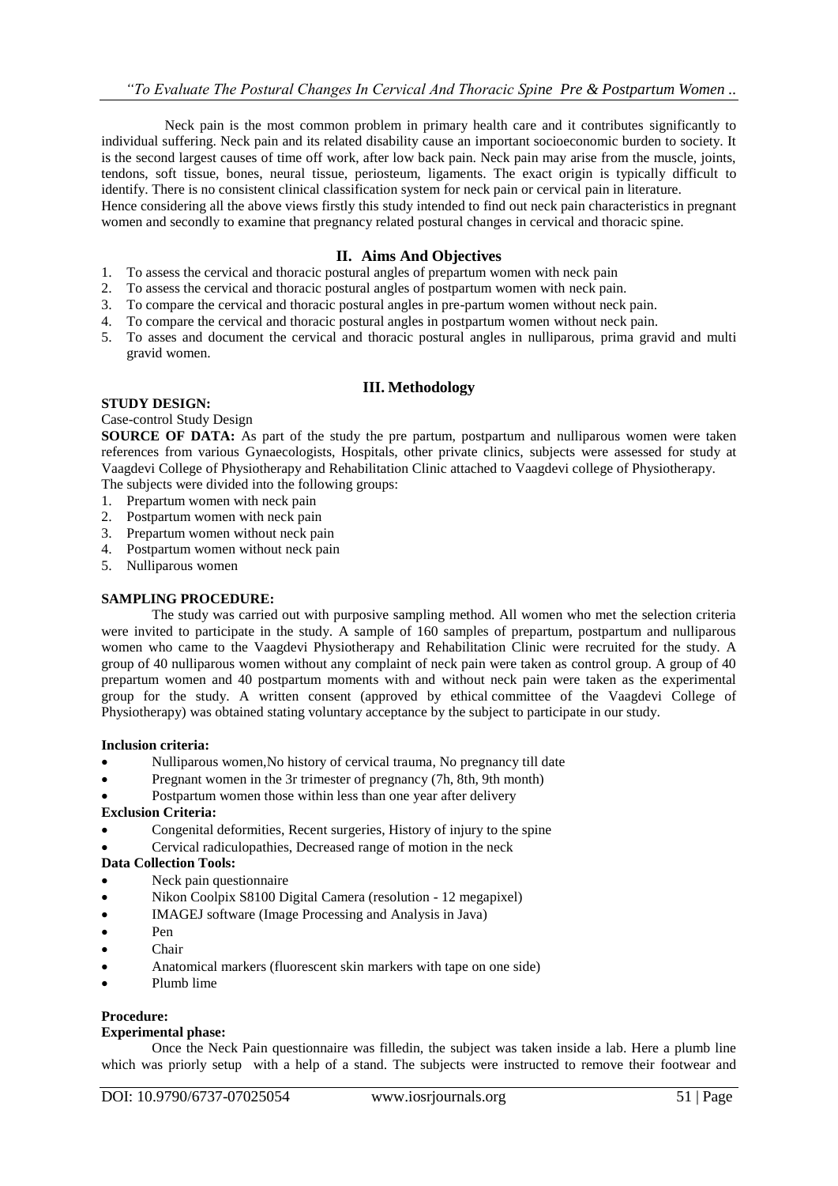Neck pain is the most common problem in primary health care and it contributes significantly to individual suffering. Neck pain and its related disability cause an important socioeconomic burden to society. It is the second largest causes of time off work, after low back pain. Neck pain may arise from the muscle, joints, tendons, soft tissue, bones, neural tissue, periosteum, ligaments. The exact origin is typically difficult to identify. There is no consistent clinical classification system for neck pain or cervical pain in literature.

Hence considering all the above views firstly this study intended to find out neck pain characteristics in pregnant women and secondly to examine that pregnancy related postural changes in cervical and thoracic spine.

## II. Aims And Objectives

1. To assess the cervical and thoracic postural angles of prepartum women with neck pain
2. To assess the cervical and thoracic postural angles of postpartum women with neck pain.
3. To compare the cervical and thoracic postural angles in pre-partum women without neck pain.
4. To compare the cervical and thoracic postural angles in postpartum women without neck pain.
5. To asses and document the cervical and thoracic postural angles in nulliparous, prima gravid and multi gravid women.

## III. Methodology

**STUDY DESIGN:**

Case-control Study Design

**SOURCE OF DATA:** As part of the study the pre partum, postpartum and nulliparous women were taken references from various Gynaecologists, Hospitals, other private clinics, subjects were assessed for study at Vaagdevi College of Physiotherapy and Rehabilitation Clinic attached to Vaagdevi college of Physiotherapy.

The subjects were divided into the following groups:

1. Prepartum women with neck pain
2. Postpartum women with neck pain
3. Prepartum women without neck pain
4. Postpartum women without neck pain
5. Nulliparous women

**SAMPLING PROCEDURE:**

The study was carried out with purposive sampling method. All women who met the selection criteria were invited to participate in the study. A sample of 160 samples of prepartum, postpartum and nulliparous women who came to the Vaagdevi Physiotherapy and Rehabilitation Clinic were recruited for the study. A group of 40 nulliparous women without any complaint of neck pain were taken as control group. A group of 40 prepartum women and 40 postpartum moments with and without neck pain were taken as the experimental group for the study. A written consent (approved by ethical committee of the Vaagdevi College of Physiotherapy) was obtained stating voluntary acceptance by the subject to participate in our study.

**Inclusion criteria:**

- Nulliparous women,No history of cervical trauma, No pregnancy till date
- Pregnant women in the 3r trimester of pregnancy (7h, 8th, 9th month)
- Postpartum women those within less than one year after delivery

**Exclusion Criteria:**

- Congenital deformities, Recent surgeries, History of injury to the spine
- Cervical radiculopathies, Decreased range of motion in the neck

**Data Collection Tools:**

- Neck pain questionnaire
- Nikon Coolpix S8100 Digital Camera (resolution - 12 megapixel)
- IMAGEJ software (Image Processing and Analysis in Java)
- Pen
- Chair
- Anatomical markers (fluorescent skin markers with tape on one side)
- Plumb lime

**Procedure:**

**Experimental phase:**

Once the Neck Pain questionnaire was filledin, the subject was taken inside a lab. Here a plumb line which was priorly setup with a help of a stand. The subjects were instructed to remove their footwear and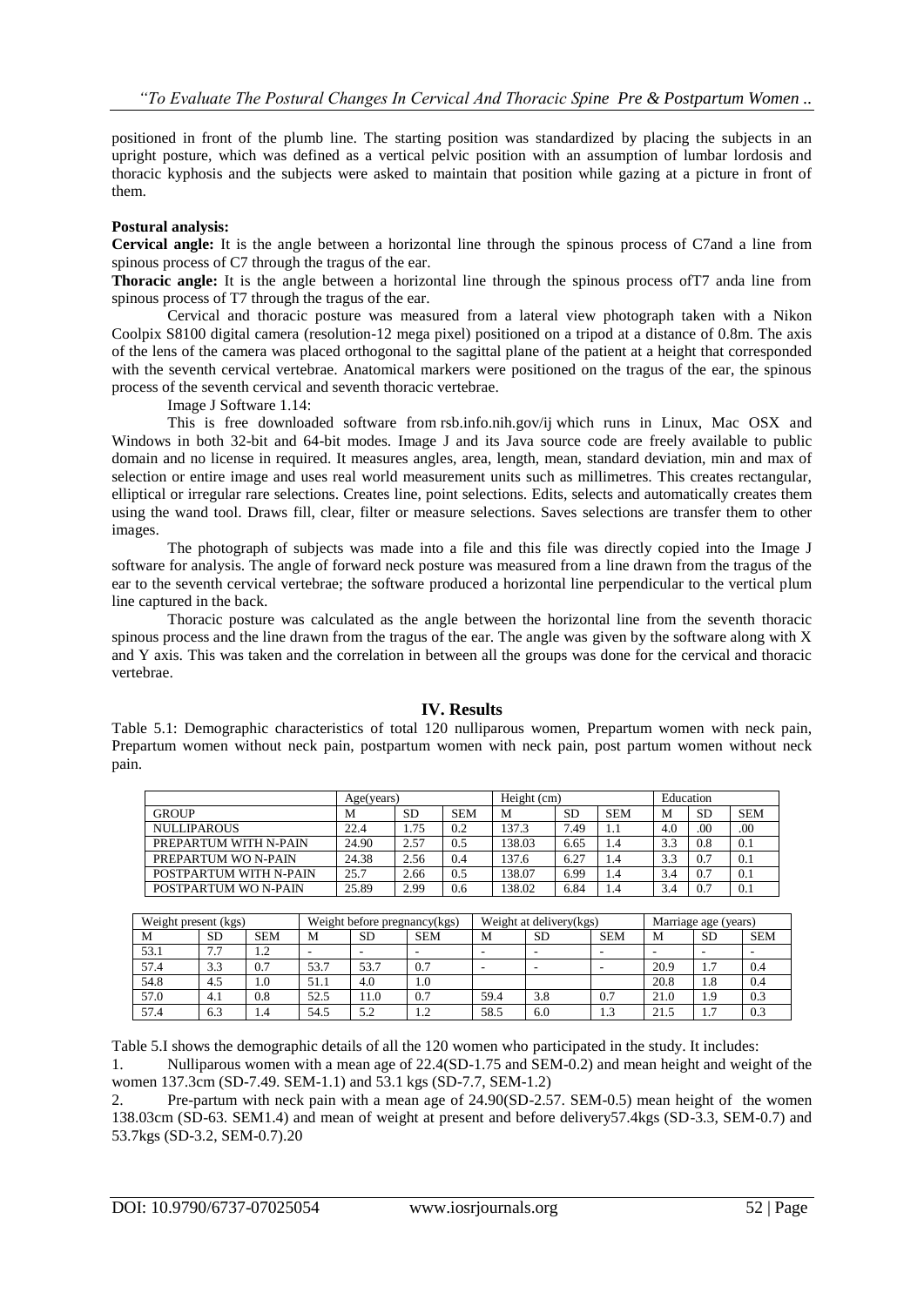positioned in front of the plumb line. The starting position was standardized by placing the subjects in an upright posture, which was defined as a vertical pelvic position with an assumption of lumbar lordosis and thoracic kyphosis and the subjects were asked to maintain that position while gazing at a picture in front of them.

**Postural analysis:**

**Cervical angle:** It is the angle between a horizontal line through the spinous process of C7and a line from spinous process of C7 through the tragus of the ear.

**Thoracic angle:** It is the angle between a horizontal line through the spinous process ofT7 anda line from spinous process of T7 through the tragus of the ear.

Cervical and thoracic posture was measured from a lateral view photograph taken with a Nikon Coolpix S8100 digital camera (resolution-12 mega pixel) positioned on a tripod at a distance of 0.8m. The axis of the lens of the camera was placed orthogonal to the sagittal plane of the patient at a height that corresponded with the seventh cervical vertebrae. Anatomical markers were positioned on the tragus of the ear, the spinous process of the seventh cervical and seventh thoracic vertebrae.

Image J Software 1.14:

This is free downloaded software from rsb.info.nih.gov/ij which runs in Linux, Mac OSX and Windows in both 32-bit and 64-bit modes. Image J and its Java source code are freely available to public domain and no license in required. It measures angles, area, length, mean, standard deviation, min and max of selection or entire image and uses real world measurement units such as millimetres. This creates rectangular, elliptical or irregular rare selections. Creates line, point selections. Edits, selects and automatically creates them using the wand tool. Draws fill, clear, filter or measure selections. Saves selections are transfer them to other images.

The photograph of subjects was made into a file and this file was directly copied into the Image J software for analysis. The angle of forward neck posture was measured from a line drawn from the tragus of the ear to the seventh cervical vertebrae; the software produced a horizontal line perpendicular to the vertical plum line captured in the back.

Thoracic posture was calculated as the angle between the horizontal line from the seventh thoracic spinous process and the line drawn from the tragus of the ear. The angle was given by the software along with X and Y axis. This was taken and the correlation in between all the groups was done for the cervical and thoracic vertebrae.

## IV. Results

Table 5.1: Demographic characteristics of total 120 nulliparous women, Prepartum women with neck pain, Prepartum women without neck pain, postpartum women with neck pain, post partum women without neck pain.

| | Age(years) | | | Height (cm) | | | Education | | |
|---|---|---|---|---|---|---|---|---|---|
| GROUP | M | SD | SEM | M | SD | SEM | M | SD | SEM |
| NULLIPAROUS | 22.4 | 1.75 | 0.2 | 137.3 | 7.49 | 1.1 | 4.0 | .00 | .00 |
| PREPARTUM WITH N-PAIN | 24.90 | 2.57 | 0.5 | 138.03 | 6.65 | 1.4 | 3.3 | 0.8 | 0.1 |
| PREPARTUM WO N-PAIN | 24.38 | 2.56 | 0.4 | 137.6 | 6.27 | 1.4 | 3.3 | 0.7 | 0.1 |
| POSTPARTUM WITH N-PAIN | 25.7 | 2.66 | 0.5 | 138.07 | 6.99 | 1.4 | 3.4 | 0.7 | 0.1 |
| POSTPARTUM WO N-PAIN | 25.89 | 2.99 | 0.6 | 138.02 | 6.84 | 1.4 | 3.4 | 0.7 | 0.1 |

| Weight present (kgs) | | | Weight before pregnancy(kgs) | | | Weight at delivery(kgs) | | | Marriage age (years) | | |
|---|---|---|---|---|---|---|---|---|---|---|---|
| M | SD | SEM | M | SD | SEM | M | SD | SEM | M | SD | SEM |
| 53.1 | 7.7 | 1.2 | - | - | - | - | - | - | - | - | - |
| 57.4 | 3.3 | 0.7 | 53.7 | 53.7 | 0.7 | - | - | - | 20.9 | 1.7 | 0.4 |
| 54.8 | 4.5 | 1.0 | 51.1 | 4.0 | 1.0 | | | | 20.8 | 1.8 | 0.4 |
| 57.0 | 4.1 | 0.8 | 52.5 | 11.0 | 0.7 | 59.4 | 3.8 | 0.7 | 21.0 | 1.9 | 0.3 |
| 57.4 | 6.3 | 1.4 | 54.5 | 5.2 | 1.2 | 58.5 | 6.0 | 1.3 | 21.5 | 1.7 | 0.3 |

Table 5.I shows the demographic details of all the 120 women who participated in the study. It includes:

1. Nulliparous women with a mean age of 22.4(SD-1.75 and SEM-0.2) and mean height and weight of the women 137.3cm (SD-7.49. SEM-1.1) and 53.1 kgs (SD-7.7, SEM-1.2)
2. Pre-partum with neck pain with a mean age of 24.90(SD-2.57. SEM-0.5) mean height of the women 138.03cm (SD-63. SEM1.4) and mean of weight at present and before delivery57.4kgs (SD-3.3, SEM-0.7) and 53.7kgs (SD-3.2, SEM-0.7).20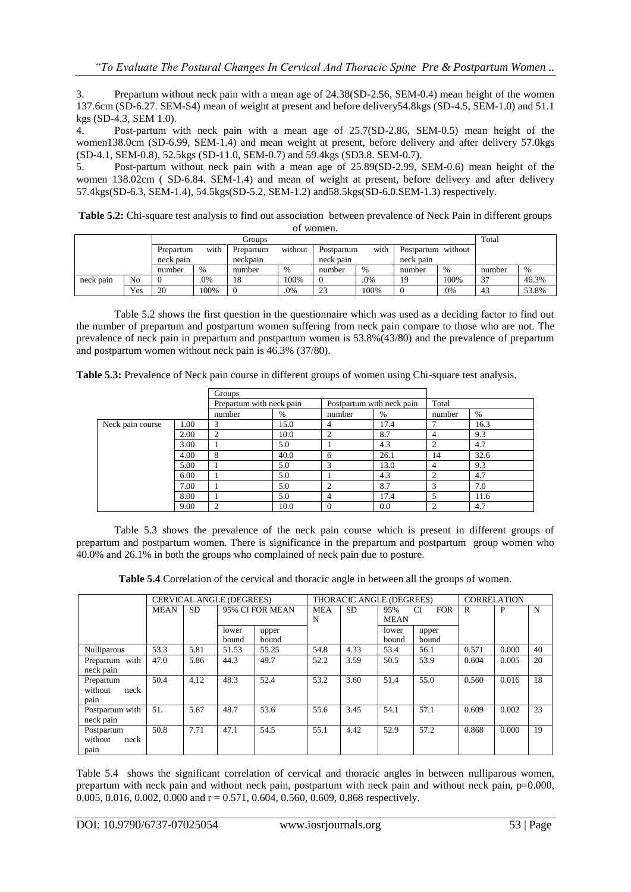3. Prepartum without neck pain with a mean age of 24.38(SD-2.56, SEM-0.4) mean height of the women 137.6cm (SD-6.27. SEM-S4) mean of weight at present and before delivery54.8kgs (SD-4.5, SEM-1.0) and 51.1 kgs (SD-4.3, SEM 1.0).

4. Post-partum with neck pain with a mean age of 25.7(SD-2.86, SEM-0.5) mean height of the women138.0cm (SD-6.99, SEM-1.4) and mean weight at present, before delivery and after delivery 57.0kgs (SD-4.1, SEM-0.8), 52.5kgs (SD-11.0, SEM-0.7) and 59.4kgs (SD3.8. SEM-0.7).

5. Post-partum without neck pain with a mean age of 25.89(SD-2.99, SEM-0.6) mean height of the women 138.02cm ( SD-6.84. SEM-1.4) and mean of weight at present, before delivery and after delivery 57.4kgs(SD-6.3, SEM-1.4), 54.5kgs(SD-5.2, SEM-1.2) and58.5kgs(SD-6.0.SEM-1.3) respectively.

**Table 5.2:** Chi-square test analysis to find out association between prevalence of Neck Pain in different groups of women.

| | | Groups | | | | | | | | Total | |
|---|---|---|---|---|---|---|---|---|---|---|---|
| | | Prepartum with neck pain | | Prepartum without neckpain | | Postpartum with neck pain | | Postpartum without neck pain | | | |
| | | number | % | number | % | number | % | number | % | number | % |
| neck pain | No | 0 | .0% | 18 | 100% | 0 | .0% | 19 | 100% | 37 | 46.3% |
| | Yes | 20 | 100% | 0 | .0% | 23 | 100% | 0 | .0% | 43 | 53.8% |

Table 5.2 shows the first question in the questionnaire which was used as a deciding factor to find out the number of prepartum and postpartum women suffering from neck pain compare to those who are not. The prevalence of neck pain in prepartum and postpartum women is 53.8%(43/80) and the prevalence of prepartum and postpartum women without neck pain is 46.3% (37/80).

**Table 5.3:** Prevalence of Neck pain course in different groups of women using Chi-square test analysis.

| | | Groups | | | | | |
|---|---|---|---|---|---|---|---|
| | | Prepartum with neck pain | | Postpartum with neck pain | | Total | |
| | | number | % | number | % | number | % |
| Neck pain course | 1.00 | 3 | 15.0 | 4 | 17.4 | 7 | 16.3 |
| | 2.00 | 2 | 10.0 | 2 | 8.7 | 4 | 9.3 |
| | 3.00 | 1 | 5.0 | 1 | 4.3 | 2 | 4.7 |
| | 4.00 | 8 | 40.0 | 6 | 26.1 | 14 | 32.6 |
| | 5.00 | 1 | 5.0 | 3 | 13.0 | 4 | 9.3 |
| | 6.00 | 1 | 5.0 | 1 | 4.3 | 2 | 4.7 |
| | 7.00 | 1 | 5.0 | 2 | 8.7 | 3 | 7.0 |
| | 8.00 | 1 | 5.0 | 4 | 17.4 | 5 | 11.6 |
| | 9.00 | 2 | 10.0 | 0 | 0.0 | 2 | 4.7 |

Table 5.3 shows the prevalence of the neck pain course which is present in different groups of prepartum and postpartum women. There is significance in the prepartum and postpartum group women who 40.0% and 26.1% in both the groups who complained of neck pain due to posture.

**Table 5.4** Correlation of the cervical and thoracic angle in between all the groups of women.

| | CERVICAL ANGLE (DEGREES) | | | | THORACIC ANGLE (DEGREES) | | | | CORRELATION | | |
|---|---|---|---|---|---|---|---|---|---|---|---|
| | MEAN | SD | 95% CI FOR MEAN | | MEAN | SD | 95% CI FOR MEAN | | R | P | N |
| | | | lower bound | upper bound | | | lower bound | upper bound | | | |
| Nulliparous | 53.3 | 5.81 | 51.53 | 55.25 | 54.8 | 4.33 | 53.4 | 56.1 | 0.571 | 0.000 | 40 |
| Prepartum with neck pain | 47.0 | 5.86 | 44.3 | 49.7 | 52.2 | 3.59 | 50.5 | 53.9 | 0.604 | 0.005 | 20 |
| Prepartum without neck pain | 50.4 | 4.12 | 48.3 | 52.4 | 53.2 | 3.60 | 51.4 | 55.0 | 0.560 | 0.016 | 18 |
| Postpartum with neck pain | 51. | 5.67 | 48.7 | 53.6 | 55.6 | 3.45 | 54.1 | 57.1 | 0.609 | 0.002 | 23 |
| Postpartum without neck pain | 50.8 | 7.71 | 47.1 | 54.5 | 55.1 | 4.42 | 52.9 | 57.2 | 0.868 | 0.000 | 19 |

Table 5.4 shows the significant correlation of cervical and thoracic angles in between nulliparous women, prepartum with neck pain and without neck pain, postpartum with neck pain and without neck pain, p=0.000, 0.005, 0.016, 0.002, 0.000 and r = 0.571, 0.604, 0.560, 0.609, 0.868 respectively.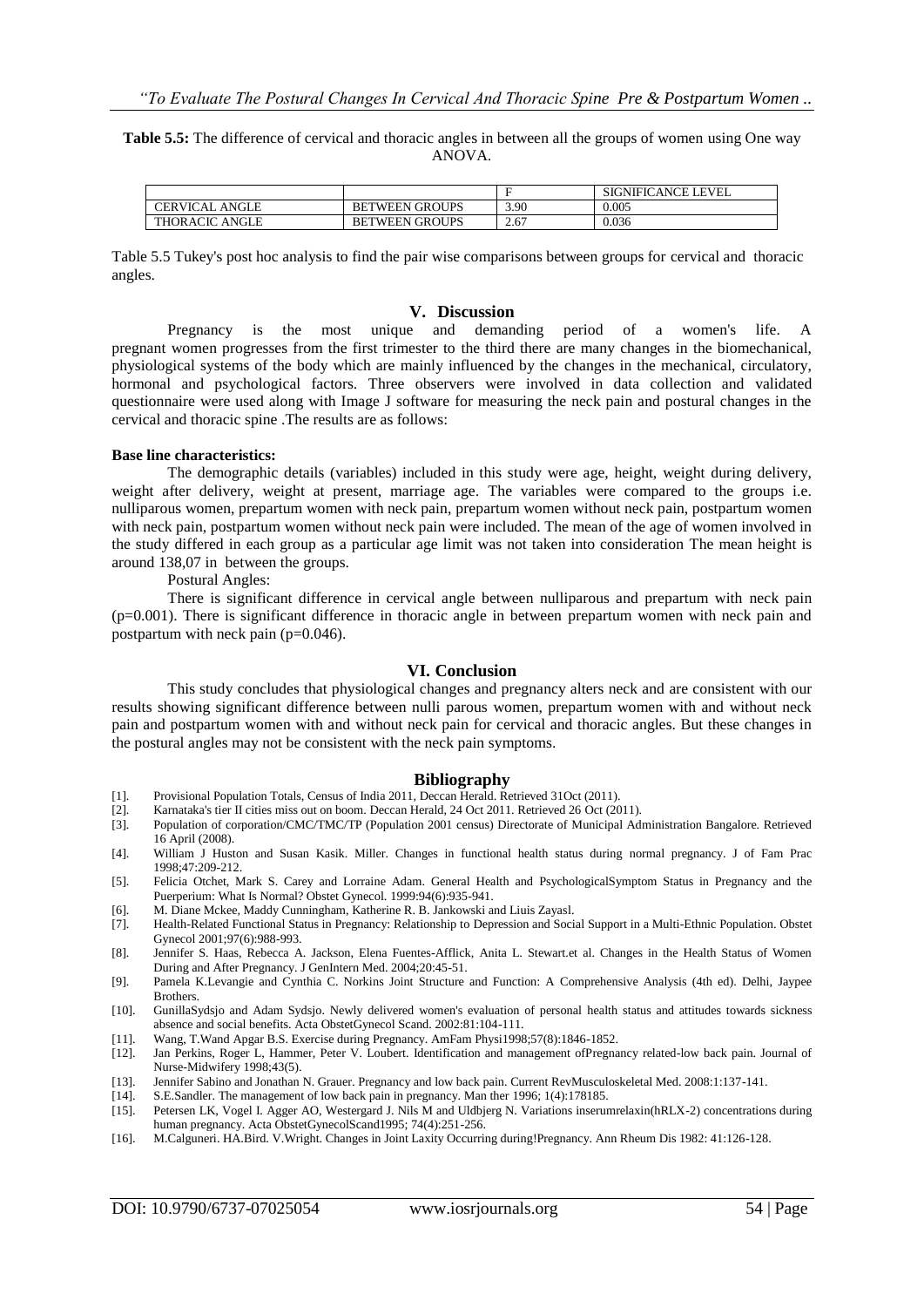**Table 5.5:** The difference of cervical and thoracic angles in between all the groups of women using One way ANOVA.

| | | F | SIGNIFICANCE LEVEL |
|---|---|---|---|
| CERVICAL ANGLE | BETWEEN GROUPS | 3.90 | 0.005 |
| THORACIC ANGLE | BETWEEN GROUPS | 2.67 | 0.036 |

Table 5.5 Tukey's post hoc analysis to find the pair wise comparisons between groups for cervical and thoracic angles.

## V. Discussion

Pregnancy is the most unique and demanding period of a women's life. A pregnant women progresses from the first trimester to the third there are many changes in the biomechanical, physiological systems of the body which are mainly influenced by the changes in the mechanical, circulatory, hormonal and psychological factors. Three observers were involved in data collection and validated questionnaire were used along with Image J software for measuring the neck pain and postural changes in the cervical and thoracic spine .The results are as follows:

**Base line characteristics:**

The demographic details (variables) included in this study were age, height, weight during delivery, weight after delivery, weight at present, marriage age. The variables were compared to the groups i.e. nulliparous women, prepartum women with neck pain, prepartum women without neck pain, postpartum women with neck pain, postpartum women without neck pain were included. The mean of the age of women involved in the study differed in each group as a particular age limit was not taken into consideration The mean height is around 138,07 in between the groups.

Postural Angles:

There is significant difference in cervical angle between nulliparous and prepartum with neck pain (p=0.001). There is significant difference in thoracic angle in between prepartum women with neck pain and postpartum with neck pain (p=0.046).

## VI. Conclusion

This study concludes that physiological changes and pregnancy alters neck and are consistent with our results showing significant difference between nulli parous women, prepartum women with and without neck pain and postpartum women with and without neck pain for cervical and thoracic angles. But these changes in the postural angles may not be consistent with the neck pain symptoms.

## Bibliography

- [1]. Provisional Population Totals, Census of India 2011, Deccan Herald. Retrieved 31Oct (2011).
- [2]. Karnataka's tier II cities miss out on boom. Deccan Herald, 24 Oct 2011. Retrieved 26 Oct (2011).
- [3]. Population of corporation/CMC/TMC/TP (Population 2001 census) Directorate of Municipal Administration Bangalore. Retrieved 16 April (2008).
- [4]. William J Huston and Susan Kasik. Miller. Changes in functional health status during normal pregnancy. J of Fam Prac 1998;47:209-212.
- [5]. Felicia Otchet, Mark S. Carey and Lorraine Adam. General Health and PsychologicalSymptom Status in Pregnancy and the Puerperium: What Is Normal? Obstet Gynecol. 1999:94(6):935-941.
- [6]. M. Diane Mckee, Maddy Cunningham, Katherine R. B. Jankowski and Liuis Zayasl.
- [7]. Health-Related Functional Status in Pregnancy: Relationship to Depression and Social Support in a Multi-Ethnic Population. Obstet Gynecol 2001;97(6):988-993.
- [8]. Jennifer S. Haas, Rebecca A. Jackson, Elena Fuentes-Afflick, Anita L. Stewart.et al. Changes in the Health Status of Women During and After Pregnancy. J GenIntern Med. 2004;20:45-51.
- [9]. Pamela K.Levangie and Cynthia C. Norkins Joint Structure and Function: A Comprehensive Analysis (4th ed). Delhi, Jaypee Brothers.
- [10]. GunillaSydsjo and Adam Sydsjo. Newly delivered women's evaluation of personal health status and attitudes towards sickness absence and social benefits. Acta ObstetGynecol Scand. 2002:81:104-111.
- [11]. Wang, T.Wand Apgar B.S. Exercise during Pregnancy. AmFam Physi1998;57(8):1846-1852.
- [12]. Jan Perkins, Roger L, Hammer, Peter V. Loubert. Identification and management ofPregnancy related-low back pain. Journal of Nurse-Midwifery 1998;43(5).
- [13]. Jennifer Sabino and Jonathan N. Grauer. Pregnancy and low back pain. Current RevMusculoskeletal Med. 2008:1:137-141.
- [14]. S.E.Sandler. The management of low back pain in pregnancy. Man ther 1996; 1(4):178185.
- [15]. Petersen LK, Vogel I. Agger AO, Westergard J. Nils M and Uldbjerg N. Variations inserumrelaxin(hRLX-2) concentrations during human pregnancy. Acta ObstetGynecolScand1995; 74(4):251-256.
- [16]. M.Calguneri. HA.Bird. V.Wright. Changes in Joint Laxity Occurring during!Pregnancy. Ann Rheum Dis 1982: 41:126-128.